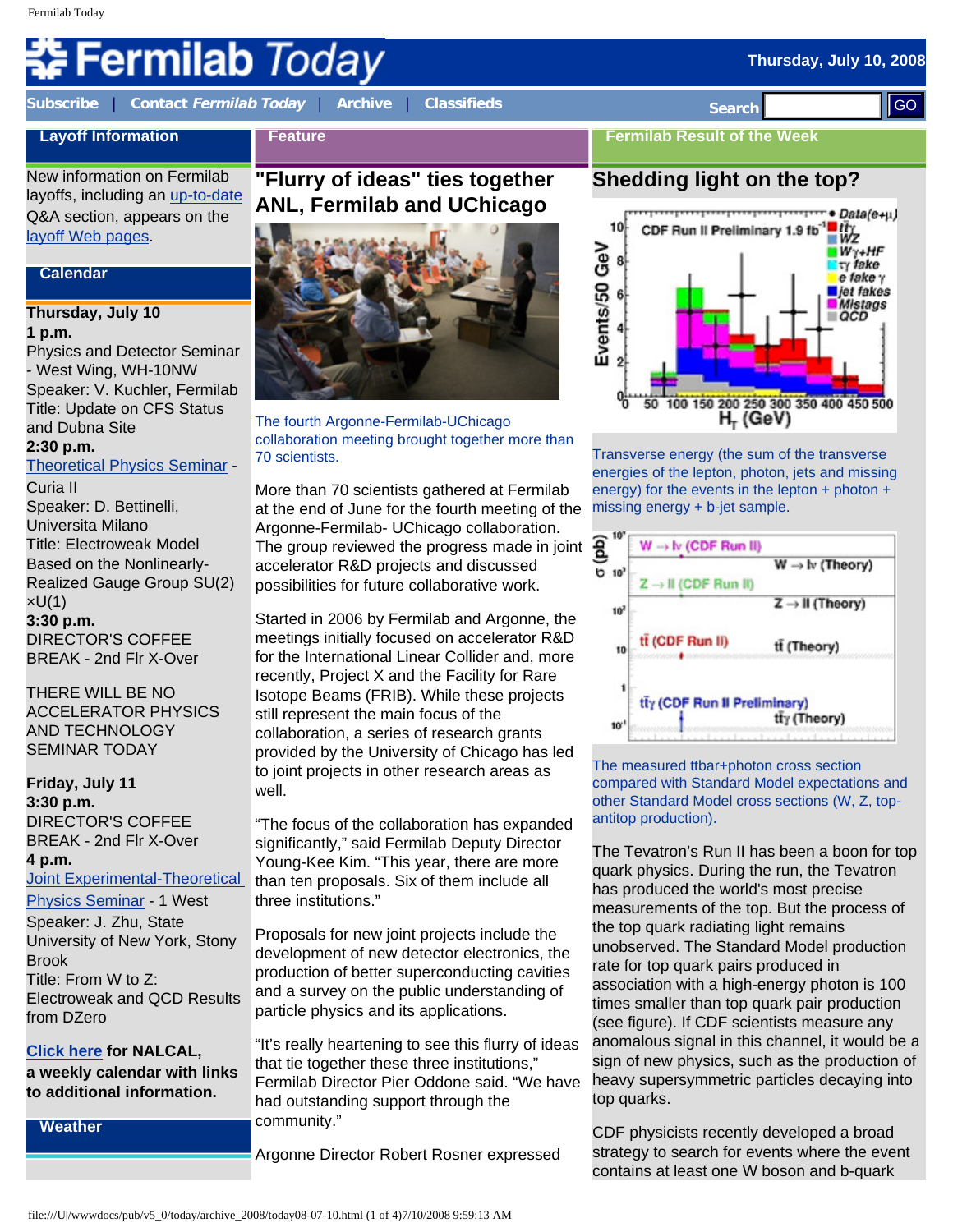# Fermilab Today

Thursday, July 10, 2008

Subscribe | Contact *Fermilab Today* | Archive | Classifieds

Search GO

## Layoff Information

New information on Fermilab layoffs, including an up-to-date Q&A section, appears on the layoff Web pages.

## Calendar

**Thursday, July 10**

**1 p.m.**
Physics and Detector Seminar - West Wing, WH-10NW
Speaker: V. Kuchler, Fermilab
Title: Update on CFS Status and Dubna Site

**2:30 p.m.**
Theoretical Physics Seminar - Curia II
Speaker: D. Bettinelli, Universita Milano
Title: Electroweak Model Based on the Nonlinearly-Realized Gauge Group SU(2) ×U(1)

**3:30 p.m.**
DIRECTOR'S COFFEE BREAK - 2nd Flr X-Over

THERE WILL BE NO ACCELERATOR PHYSICS AND TECHNOLOGY SEMINAR TODAY

**Friday, July 11**

**3:30 p.m.**
DIRECTOR'S COFFEE BREAK - 2nd Flr X-Over

**4 p.m.**
Joint Experimental-Theoretical Physics Seminar - 1 West
Speaker: J. Zhu, State University of New York, Stony Brook
Title: From W to Z: Electroweak and QCD Results from DZero

**Click here for NALCAL, a weekly calendar with links to additional information.**

## Weather

## Feature

# "Flurry of ideas" ties together ANL, Fermilab and UChicago

The fourth Argonne-Fermilab-UChicago collaboration meeting brought together more than 70 scientists.

More than 70 scientists gathered at Fermilab at the end of June for the fourth meeting of the Argonne-Fermilab- UChicago collaboration. The group reviewed the progress made in joint accelerator R&D projects and discussed possibilities for future collaborative work.

Started in 2006 by Fermilab and Argonne, the meetings initially focused on accelerator R&D for the International Linear Collider and, more recently, Project X and the Facility for Rare Isotope Beams (FRIB). While these projects still represent the main focus of the collaboration, a series of research grants provided by the University of Chicago has led to joint projects in other research areas as well.

"The focus of the collaboration has expanded significantly," said Fermilab Deputy Director Young-Kee Kim. "This year, there are more than ten proposals. Six of them include all three institutions."

Proposals for new joint projects include the development of new detector electronics, the production of better superconducting cavities and a survey on the public understanding of particle physics and its applications.

"It's really heartening to see this flurry of ideas that tie together these three institutions," Fermilab Director Pier Oddone said. "We have had outstanding support through the community."

Argonne Director Robert Rosner expressed

## Fermilab Result of the Week

# Shedding light on the top?

Transverse energy (the sum of the transverse energies of the lepton, photon, jets and missing energy) for the events in the lepton + photon + missing energy + b-jet sample.

The measured ttbar+photon cross section compared with Standard Model expectations and other Standard Model cross sections (W, Z, top-antitop production).

The Tevatron's Run II has been a boon for top quark physics. During the run, the Tevatron has produced the world's most precise measurements of the top. But the process of the top quark radiating light remains unobserved. The Standard Model production rate for top quark pairs produced in association with a high-energy photon is 100 times smaller than top quark pair production (see figure). If CDF scientists measure any anomalous signal in this channel, it would be a sign of new physics, such as the production of heavy supersymmetric particles decaying into top quarks.

CDF physicists recently developed a broad strategy to search for events where the event contains at least one W boson and b-quark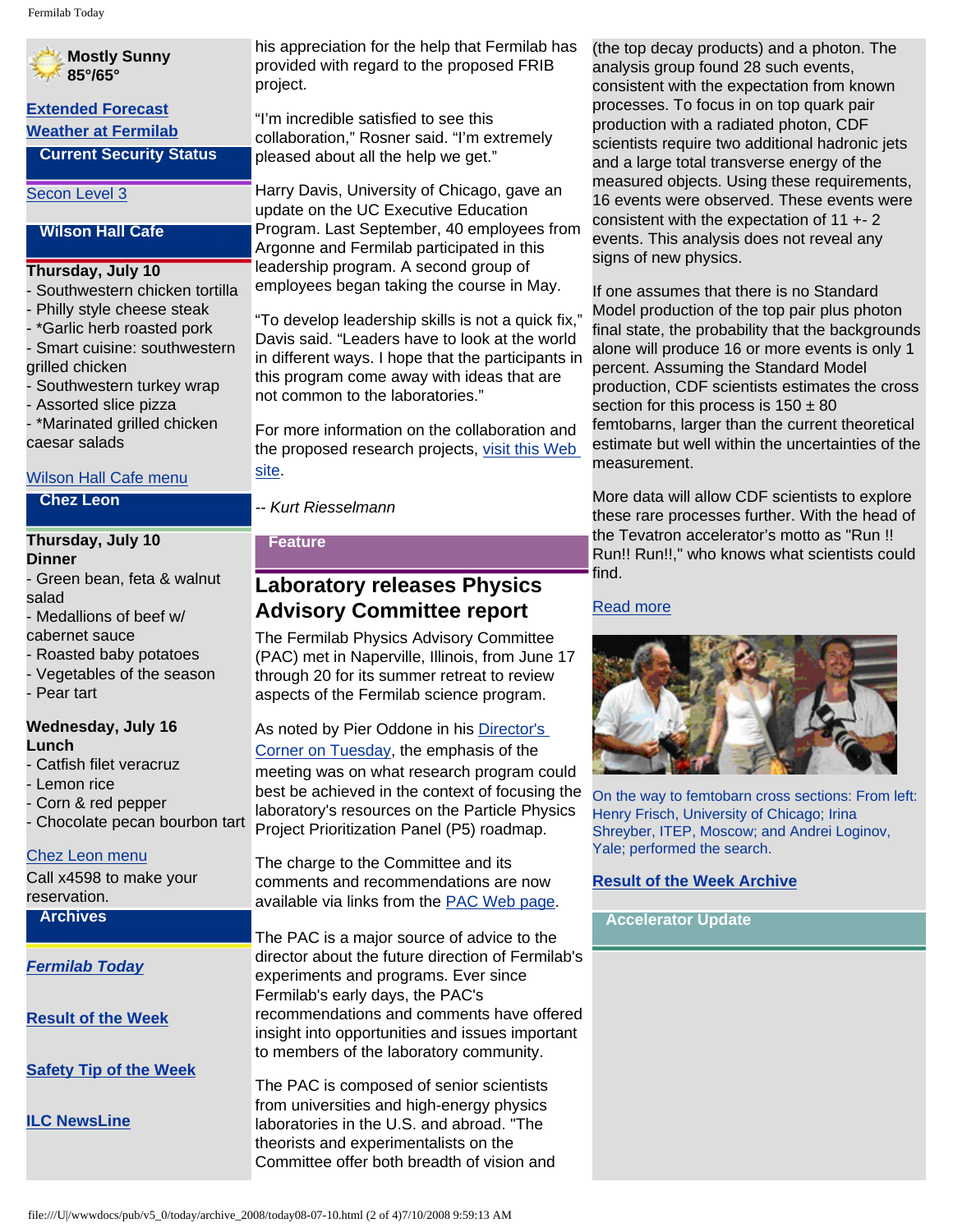Mostly Sunny
85°/65°

[Extended Forecast](#)
[Weather at Fermilab](#)

**Current Security Status**

[Secon Level 3](#)

**Wilson Hall Cafe**

**Thursday, July 10**
- Southwestern chicken tortilla
- Philly style cheese steak
- *Garlic herb roasted pork
- Smart cuisine: southwestern grilled chicken
- Southwestern turkey wrap
- Assorted slice pizza
- *Marinated grilled chicken caesar salads

[Wilson Hall Cafe menu](#)

**Chez Leon**

**Thursday, July 10**
**Dinner**
- Green bean, feta & walnut salad
- Medallions of beef w/ cabernet sauce
- Roasted baby potatoes
- Vegetables of the season
- Pear tart

**Wednesday, July 16**
**Lunch**
- Catfish filet veracruz
- Lemon rice
- Corn & red pepper
- Chocolate pecan bourbon tart

[Chez Leon menu](#)
Call x4598 to make your reservation.

**Archives**

[***Fermilab Today***](#)

[**Result of the Week**](#)

[**Safety Tip of the Week**](#)

[**ILC NewsLine**](#)

his appreciation for the help that Fermilab has provided with regard to the proposed FRIB project.

"I'm incredible satisfied to see this collaboration," Rosner said. "I'm extremely pleased about all the help we get."

Harry Davis, University of Chicago, gave an update on the UC Executive Education Program. Last September, 40 employees from Argonne and Fermilab participated in this leadership program. A second group of employees began taking the course in May.

"To develop leadership skills is not a quick fix," Davis said. "Leaders have to look at the world in different ways. I hope that the participants in this program come away with ideas that are not common to the laboratories."

For more information on the collaboration and the proposed research projects, [visit this Web site](#).

*-- Kurt Riesselmann*

**Feature**

## Laboratory releases Physics Advisory Committee report

The Fermilab Physics Advisory Committee (PAC) met in Naperville, Illinois, from June 17 through 20 for its summer retreat to review aspects of the Fermilab science program.

As noted by Pier Oddone in his [Director's Corner on Tuesday](#), the emphasis of the meeting was on what research program could best be achieved in the context of focusing the laboratory's resources on the Particle Physics Project Prioritization Panel (P5) roadmap.

The charge to the Committee and its comments and recommendations are now available via links from the [PAC Web page](#).

The PAC is a major source of advice to the director about the future direction of Fermilab's experiments and programs. Ever since Fermilab's early days, the PAC's recommendations and comments have offered insight into opportunities and issues important to members of the laboratory community.

The PAC is composed of senior scientists from universities and high-energy physics laboratories in the U.S. and abroad. "The theorists and experimentalists on the Committee offer both breadth of vision and

(the top decay products) and a photon. The analysis group found 28 such events, consistent with the expectation from known processes. To focus in on top quark pair production with a radiated photon, CDF scientists require two additional hadronic jets and a large total transverse energy of the measured objects. Using these requirements, 16 events were observed. These events were consistent with the expectation of 11 +- 2 events. This analysis does not reveal any signs of new physics.

If one assumes that there is no Standard Model production of the top pair plus photon final state, the probability that the backgrounds alone will produce 16 or more events is only 1 percent. Assuming the Standard Model production, CDF scientists estimates the cross section for this process is $150 \pm 80$ femtobarns, larger than the current theoretical estimate but well within the uncertainties of the measurement.

More data will allow CDF scientists to explore these rare processes further. With the head of the Tevatron accelerator's motto as "Run !! Run!! Run!!," who knows what scientists could find.

[Read more](#)

On the way to femtobarn cross sections: From left: Henry Frisch, University of Chicago; Irina Shreyber, ITEP, Moscow; and Andrei Loginov, Yale; performed the search.

[**Result of the Week Archive**](#)

**Accelerator Update**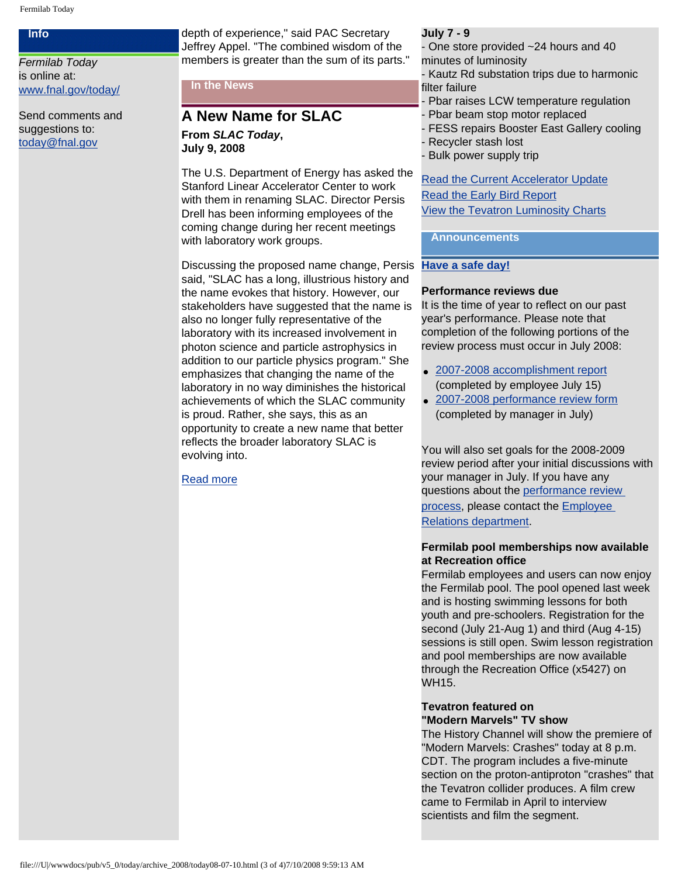## Info

*Fermilab Today* is online at: www.fnal.gov/today/

Send comments and suggestions to: today@fnal.gov

depth of experience," said PAC Secretary Jeffrey Appel. "The combined wisdom of the members is greater than the sum of its parts."

## In the News

### A New Name for SLAC

**From *SLAC Today*, July 9, 2008**

The U.S. Department of Energy has asked the Stanford Linear Accelerator Center to work with them in renaming SLAC. Director Persis Drell has been informing employees of the coming change during her recent meetings with laboratory work groups.

Discussing the proposed name change, Persis said, "SLAC has a long, illustrious history and the name evokes that history. However, our stakeholders have suggested that the name is also no longer fully representative of the laboratory with its increased involvement in photon science and particle astrophysics in addition to our particle physics program." She emphasizes that changing the name of the laboratory in no way diminishes the historical achievements of which the SLAC community is proud. Rather, she says, this as an opportunity to create a new name that better reflects the broader laboratory SLAC is evolving into.

Read more

**July 7 - 9**
- One store provided ~24 hours and 40 minutes of luminosity
- Kautz Rd substation trips due to harmonic filter failure
- Pbar raises LCW temperature regulation
- Pbar beam stop motor replaced
- FESS repairs Booster East Gallery cooling
- Recycler stash lost
- Bulk power supply trip

Read the Current Accelerator Update
Read the Early Bird Report
View the Tevatron Luminosity Charts

## Announcements

**Have a safe day!**

**Performance reviews due**
It is the time of year to reflect on our past year's performance. Please note that completion of the following portions of the review process must occur in July 2008:

- 2007-2008 accomplishment report (completed by employee July 15)
- 2007-2008 performance review form (completed by manager in July)

You will also set goals for the 2008-2009 review period after your initial discussions with your manager in July. If you have any questions about the performance review process, please contact the Employee Relations department.

**Fermilab pool memberships now available at Recreation office**
Fermilab employees and users can now enjoy the Fermilab pool. The pool opened last week and is hosting swimming lessons for both youth and pre-schoolers. Registration for the second (July 21-Aug 1) and third (Aug 4-15) sessions is still open. Swim lesson registration and pool memberships are now available through the Recreation Office (x5427) on WH15.

**Tevatron featured on "Modern Marvels" TV show**
The History Channel will show the premiere of "Modern Marvels: Crashes" today at 8 p.m. CDT. The program includes a five-minute section on the proton-antiproton "crashes" that the Tevatron collider produces. A film crew came to Fermilab in April to interview scientists and film the segment.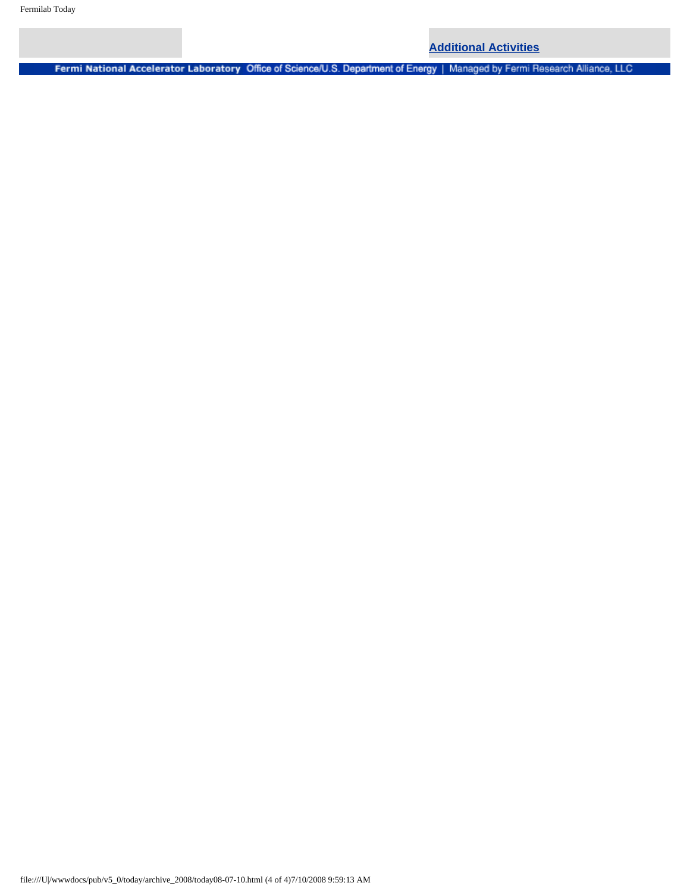[**Additional Activities**]

Fermi National Accelerator Laboratory Office of Science/U.S. Department of Energy | Managed by Fermi Research Alliance, LLC